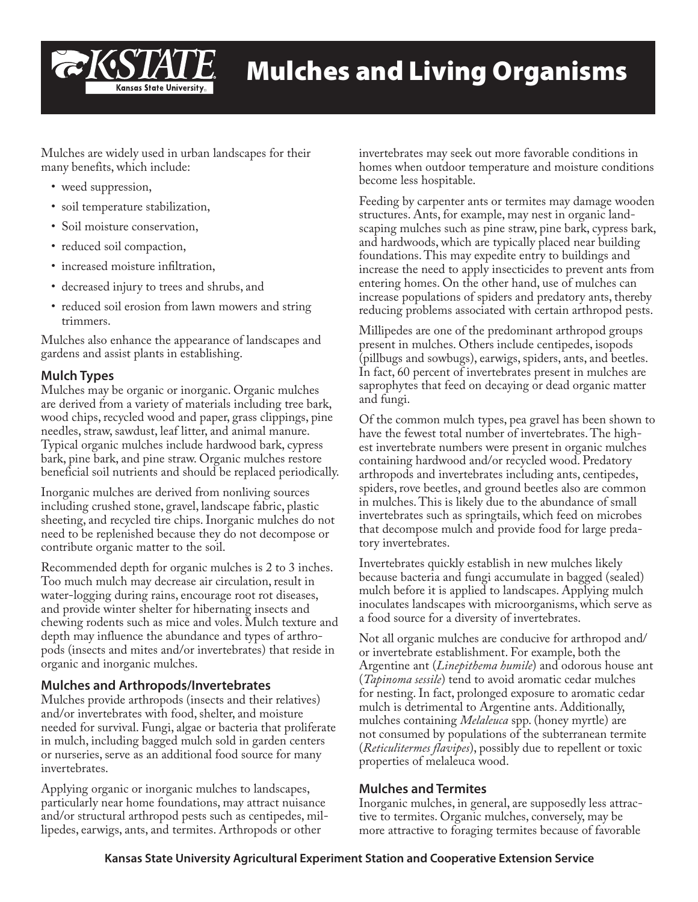# Mulches and Living Organisms

Mulches are widely used in urban landscapes for their many benefits, which include:

- weed suppression,
- soil temperature stabilization,
- Soil moisture conservation,
- reduced soil compaction,
- increased moisture infiltration,
- decreased injury to trees and shrubs, and
- reduced soil erosion from lawn mowers and string trimmers.

Mulches also enhance the appearance of landscapes and gardens and assist plants in establishing.

## Mulch Types

Mulches may be organic or inorganic. Organic mulches are derived from a variety of materials including tree bark, wood chips, recycled wood and paper, grass clippings, pine needles, straw, sawdust, leaf litter, and animal manure. Typical organic mulches include hardwood bark, cypress bark, pine bark, and pine straw. Organic mulches restore beneficial soil nutrients and should be replaced periodically.

Inorganic mulches are derived from nonliving sources including crushed stone, gravel, landscape fabric, plastic sheeting, and recycled tire chips. Inorganic mulches do not need to be replenished because they do not decompose or contribute organic matter to the soil.

Recommended depth for organic mulches is 2 to 3 inches. Too much mulch may decrease air circulation, result in water-logging during rains, encourage root rot diseases, and provide winter shelter for hibernating insects and chewing rodents such as mice and voles. Mulch texture and depth may influence the abundance and types of arthropods (insects and mites and/or invertebrates) that reside in organic and inorganic mulches.

## Mulches and Arthropods/Invertebrates

Mulches provide arthropods (insects and their relatives) and/or invertebrates with food, shelter, and moisture needed for survival. Fungi, algae or bacteria that proliferate in mulch, including bagged mulch sold in garden centers or nurseries, serve as an additional food source for many invertebrates.

Applying organic or inorganic mulches to landscapes, particularly near home foundations, may attract nuisance and/or structural arthropod pests such as centipedes, millipedes, earwigs, ants, and termites. Arthropods or other invertebrates may seek out more favorable conditions in homes when outdoor temperature and moisture conditions become less hospitable.

Feeding by carpenter ants or termites may damage wooden structures. Ants, for example, may nest in organic landscaping mulches such as pine straw, pine bark, cypress bark, and hardwoods, which are typically placed near building foundations. This may expedite entry to buildings and increase the need to apply insecticides to prevent ants from entering homes. On the other hand, use of mulches can increase populations of spiders and predatory ants, thereby reducing problems associated with certain arthropod pests.

Millipedes are one of the predominant arthropod groups present in mulches. Others include centipedes, isopods (pillbugs and sowbugs), earwigs, spiders, ants, and beetles. In fact, 60 percent of invertebrates present in mulches are saprophytes that feed on decaying or dead organic matter and fungi.

Of the common mulch types, pea gravel has been shown to have the fewest total number of invertebrates. The highest invertebrate numbers were present in organic mulches containing hardwood and/or recycled wood. Predatory arthropods and invertebrates including ants, centipedes, spiders, rove beetles, and ground beetles also are common in mulches. This is likely due to the abundance of small invertebrates such as springtails, which feed on microbes that decompose mulch and provide food for large predatory invertebrates.

Invertebrates quickly establish in new mulches likely because bacteria and fungi accumulate in bagged (sealed) mulch before it is applied to landscapes. Applying mulch inoculates landscapes with microorganisms, which serve as a food source for a diversity of invertebrates.

Not all organic mulches are conducive for arthropod and/or invertebrate establishment. For example, both the Argentine ant (*Linepithema humile*) and odorous house ant (*Tapinoma sessile*) tend to avoid aromatic cedar mulches for nesting. In fact, prolonged exposure to aromatic cedar mulch is detrimental to Argentine ants. Additionally, mulches containing *Melaleuca* spp. (honey myrtle) are not consumed by populations of the subterranean termite (*Reticulitermes flavipes*), possibly due to repellent or toxic properties of melaleuca wood.

## Mulches and Termites

Inorganic mulches, in general, are supposedly less attractive to termites. Organic mulches, conversely, may be more attractive to foraging termites because of favorable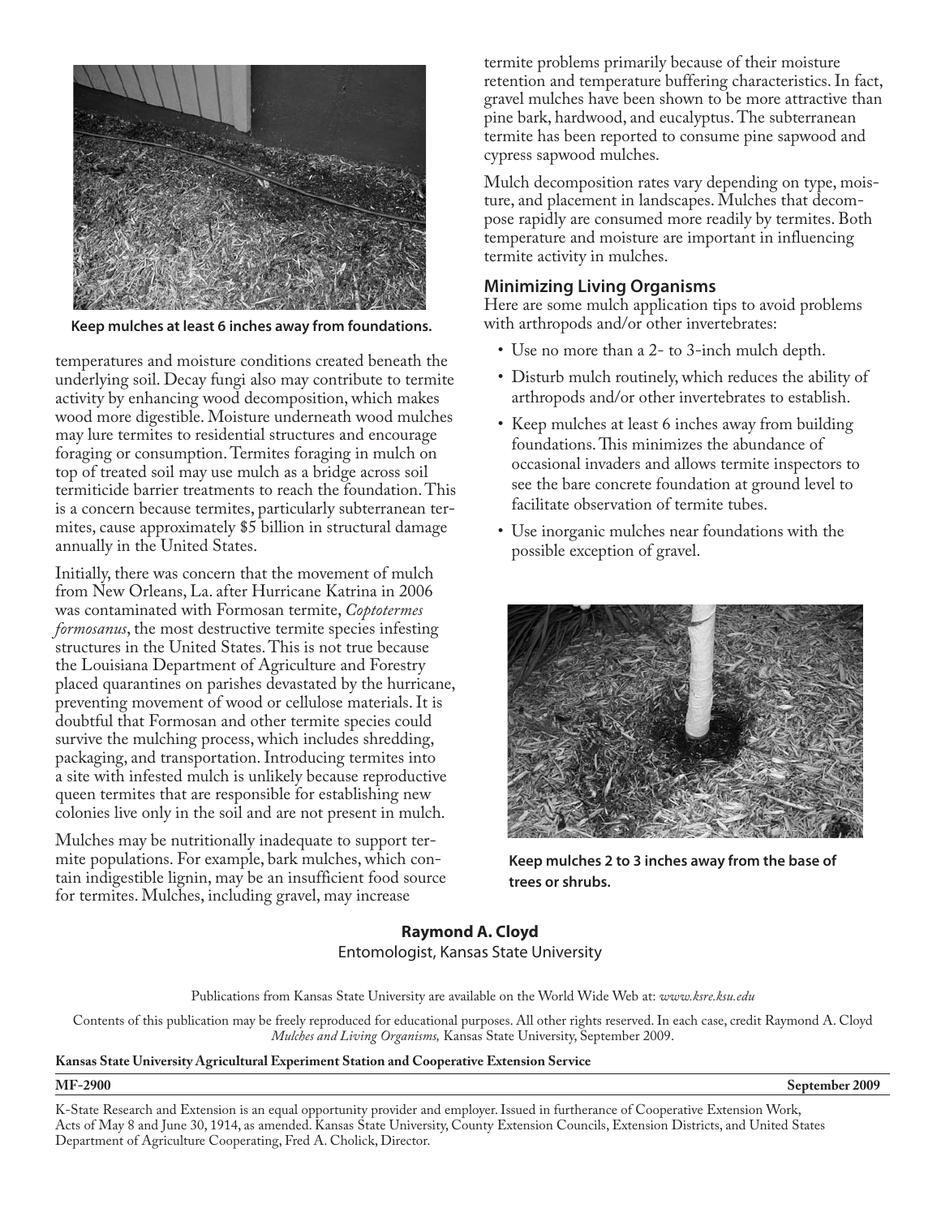Keep mulches at least 6 inches away from foundations.

temperatures and moisture conditions created beneath the underlying soil. Decay fungi also may contribute to termite activity by enhancing wood decomposition, which makes wood more digestible. Moisture underneath wood mulches may lure termites to residential structures and encourage foraging or consumption. Termites foraging in mulch on top of treated soil may use mulch as a bridge across soil termiticide barrier treatments to reach the foundation. This is a concern because termites, particularly subterranean termites, cause approximately $5 billion in structural damage annually in the United States.

Initially, there was concern that the movement of mulch from New Orleans, La. after Hurricane Katrina in 2006 was contaminated with Formosan termite, *Coptotermes formosanus*, the most destructive termite species infesting structures in the United States. This is not true because the Louisiana Department of Agriculture and Forestry placed quarantines on parishes devastated by the hurricane, preventing movement of wood or cellulose materials. It is doubtful that Formosan and other termite species could survive the mulching process, which includes shredding, packaging, and transportation. Introducing termites into a site with infested mulch is unlikely because reproductive queen termites that are responsible for establishing new colonies live only in the soil and are not present in mulch.

Mulches may be nutritionally inadequate to support termite populations. For example, bark mulches, which contain indigestible lignin, may be an insufficient food source for termites. Mulches, including gravel, may increase termite problems primarily because of their moisture retention and temperature buffering characteristics. In fact, gravel mulches have been shown to be more attractive than pine bark, hardwood, and eucalyptus. The subterranean termite has been reported to consume pine sapwood and cypress sapwood mulches.

Mulch decomposition rates vary depending on type, moisture, and placement in landscapes. Mulches that decompose rapidly are consumed more readily by termites. Both temperature and moisture are important in influencing termite activity in mulches.

## Minimizing Living Organisms

Here are some mulch application tips to avoid problems with arthropods and/or other invertebrates:

- Use no more than a 2- to 3-inch mulch depth.
- Disturb mulch routinely, which reduces the ability of arthropods and/or other invertebrates to establish.
- Keep mulches at least 6 inches away from building foundations. This minimizes the abundance of occasional invaders and allows termite inspectors to see the bare concrete foundation at ground level to facilitate observation of termite tubes.
- Use inorganic mulches near foundations with the possible exception of gravel.

Keep mulches 2 to 3 inches away from the base of trees or shrubs.

**Raymond A. Cloyd**
Entomologist, Kansas State University

Publications from Kansas State University are available on the World Wide Web at: *www.ksre.ksu.edu*

Contents of this publication may be freely reproduced for educational purposes. All other rights reserved. In each case, credit Raymond A. Cloyd *Mulches and Living Organisms,* Kansas State University, September 2009.

**Kansas State University Agricultural Experiment Station and Cooperative Extension Service**

**MF-2900** **September 2009**

K-State Research and Extension is an equal opportunity provider and employer. Issued in furtherance of Cooperative Extension Work, Acts of May 8 and June 30, 1914, as amended. Kansas State University, County Extension Councils, Extension Districts, and United States Department of Agriculture Cooperating, Fred A. Cholick, Director.